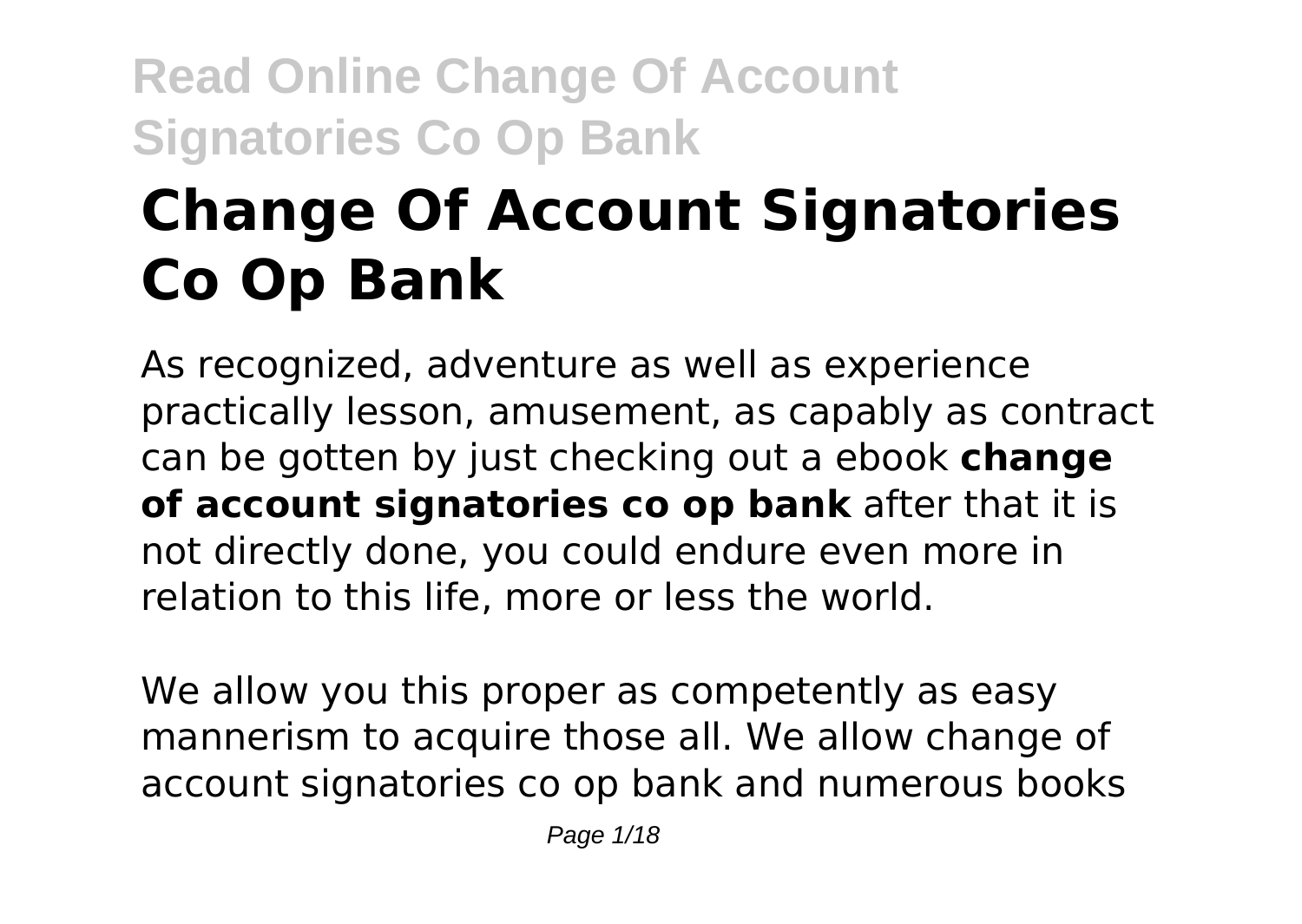# Change Of Account Signatories Co Op Bank

As recognized, adventure as well as experience practically lesson, amusement, as capably as contract can be gotten by just checking out a ebook **change of account signatories co op bank** after that it is not directly done, you could endure even more in relation to this life, more or less the world.

We allow you this proper as competently as easy mannerism to acquire those all. We allow change of account signatories co op bank and numerous books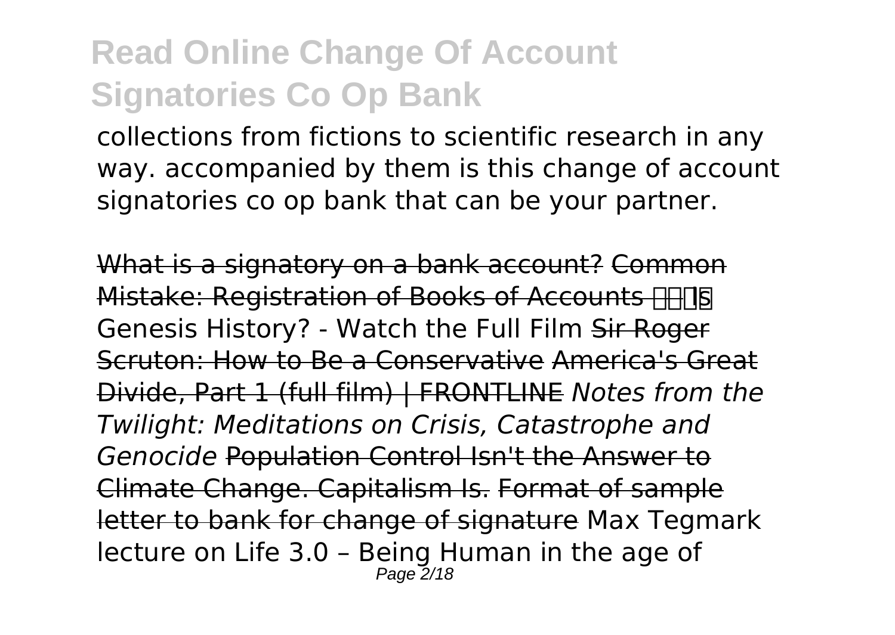collections from fictions to scientific research in any way. accompanied by them is this change of account signatories co op bank that can be your partner.

What is a signatory on a bank account? Common Mistake: Registration of Books of Accounts Is Genesis History? - Watch the Full Film Sir Roger Scruton: How to Be a Conservative America's Great Divide, Part 1 (full film) | FRONTLINE *Notes from the Twilight: Meditations on Crisis, Catastrophe and Genocide* Population Control Isn't the Answer to Climate Change. Capitalism Is. Format of sample letter to bank for change of signature Max Tegmark lecture on Life 3.0 – Being Human in the age of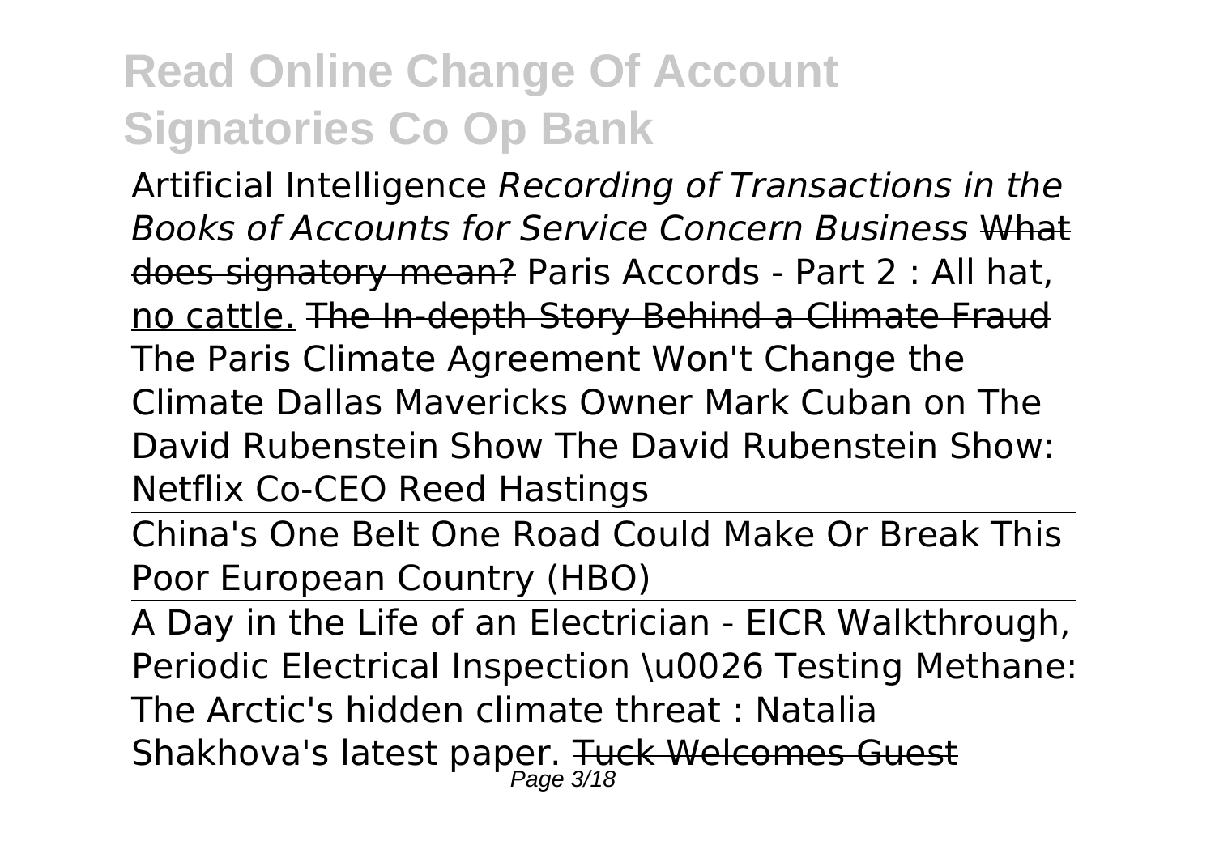# Read Online Change Of Account Signatories Co Op Bank

Artificial Intelligence *Recording of Transactions in the Books of Accounts for Service Concern Business* ~~What does signatory mean?~~ Paris Accords - Part 2 : All hat, no cattle. ~~The In-depth Story Behind a Climate Fraud~~ The Paris Climate Agreement Won't Change the Climate Dallas Mavericks Owner Mark Cuban on The David Rubenstein Show The David Rubenstein Show: Netflix Co-CEO Reed Hastings

China's One Belt One Road Could Make Or Break This Poor European Country (HBO)

A Day in the Life of an Electrician - EICR Walkthrough, Periodic Electrical Inspection \u0026 Testing Methane: The Arctic's hidden climate threat : Natalia Shakhova's latest paper. ~~Tuck Welcomes Guest~~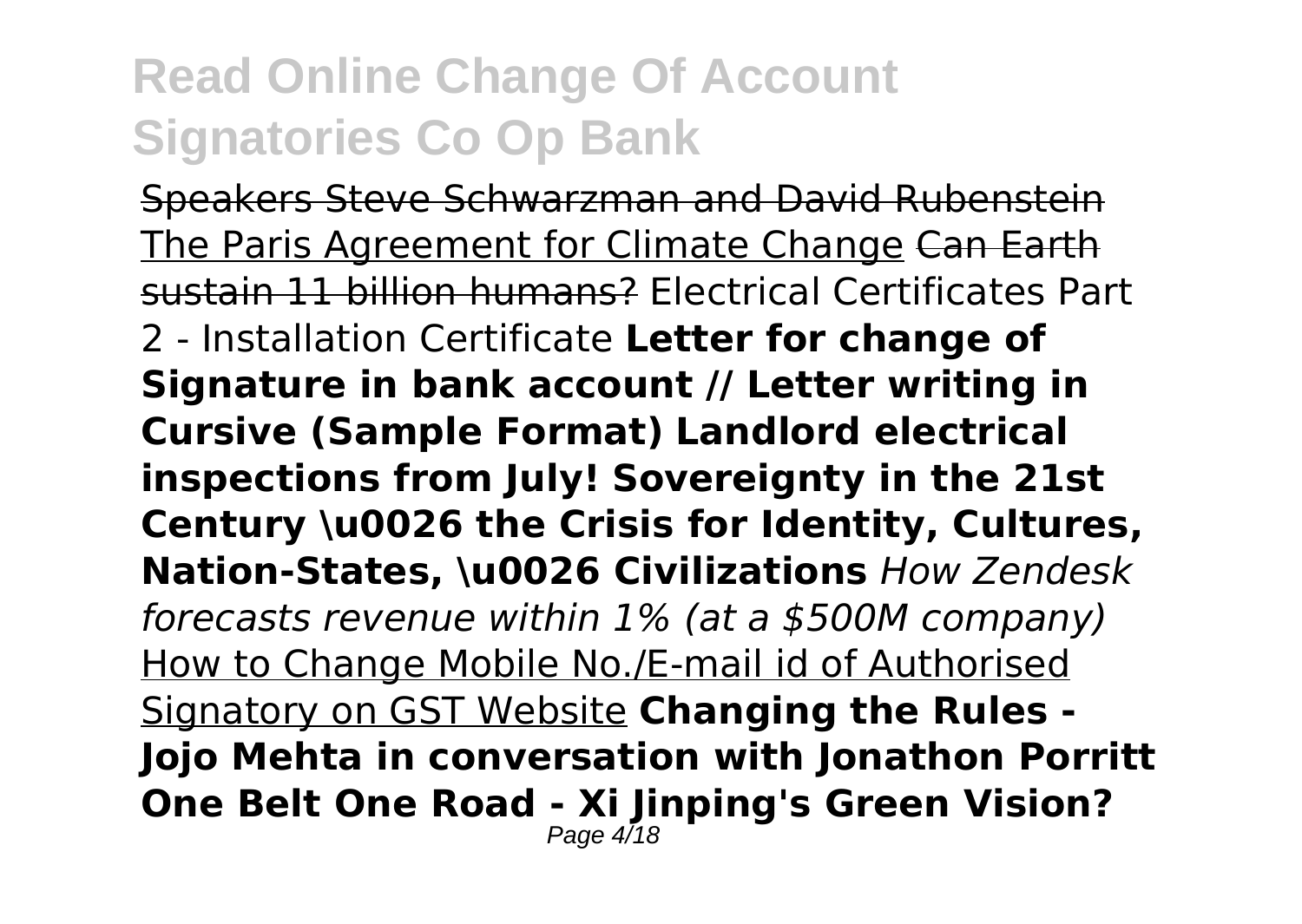Speakers Steve Schwarzman and David Rubenstein The Paris Agreement for Climate Change Can Earth sustain 11 billion humans? Electrical Certificates Part 2 - Installation Certificate **Letter for change of Signature in bank account // Letter writing in Cursive (Sample Format) Landlord electrical inspections from July! Sovereignty in the 21st Century \u0026 the Crisis for Identity, Cultures, Nation-States, \u0026 Civilizations** *How Zendesk forecasts revenue within 1% (at a $500M company)* How to Change Mobile No./E-mail id of Authorised Signatory on GST Website **Changing the Rules - Jojo Mehta in conversation with Jonathon Porritt One Belt One Road - Xi Jinping's Green Vision?**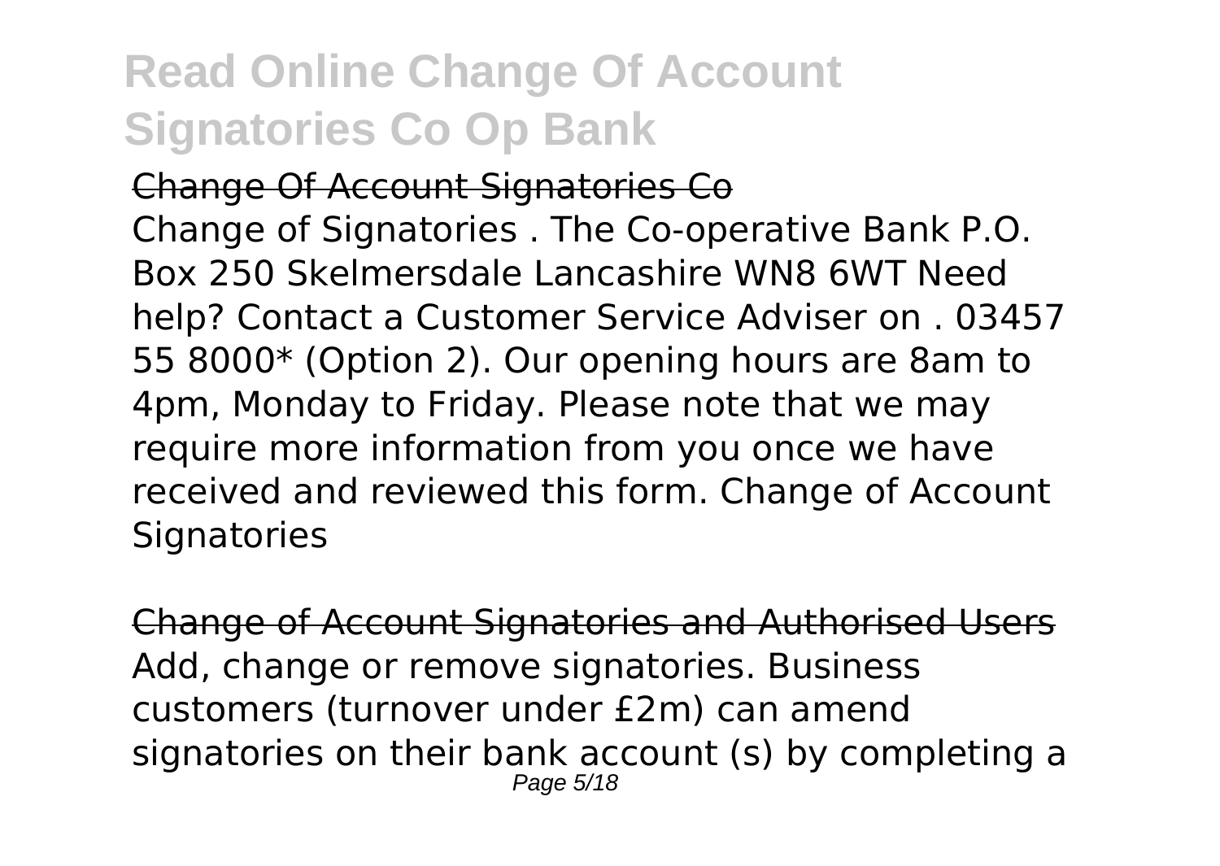# Read Online Change Of Account Signatories Co Op Bank

## Change Of Account Signatories Co

Change of Signatories . The Co-operative Bank P.O. Box 250 Skelmersdale Lancashire WN8 6WT Need help? Contact a Customer Service Adviser on . 03457 55 8000* (Option 2). Our opening hours are 8am to 4pm, Monday to Friday. Please note that we may require more information from you once we have received and reviewed this form. Change of Account Signatories

## Change of Account Signatories and Authorised Users

Add, change or remove signatories. Business customers (turnover under £2m) can amend signatories on their bank account (s) by completing a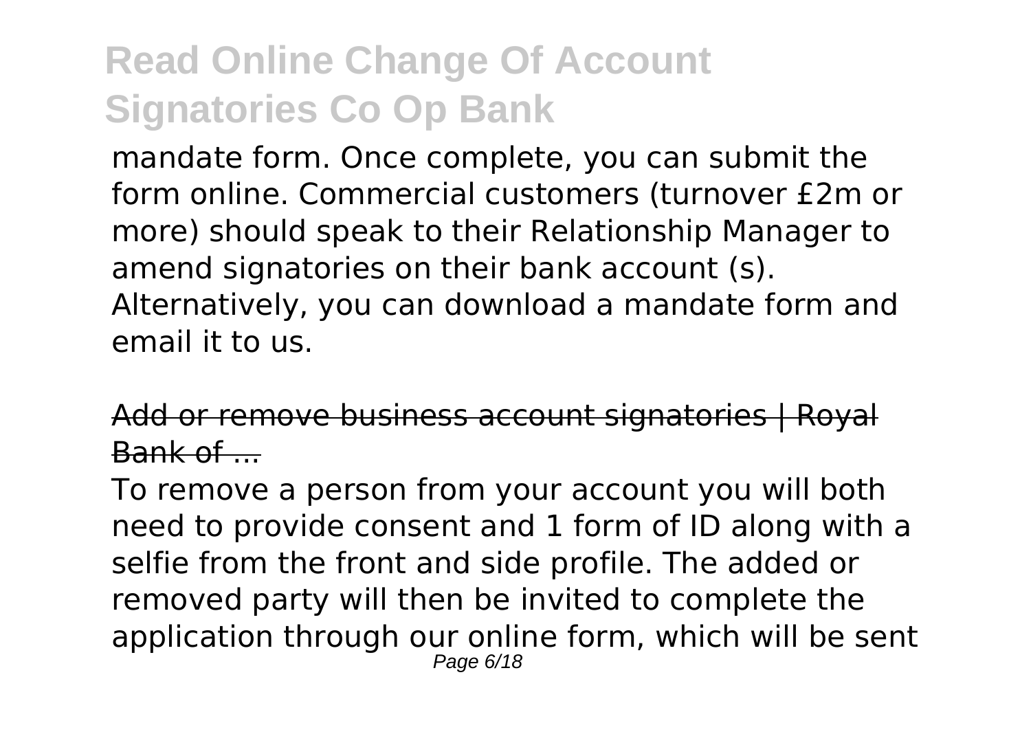mandate form. Once complete, you can submit the form online. Commercial customers (turnover £2m or more) should speak to their Relationship Manager to amend signatories on their bank account (s). Alternatively, you can download a mandate form and email it to us.

Add or remove business account signatories | Royal Bank of ...

To remove a person from your account you will both need to provide consent and 1 form of ID along with a selfie from the front and side profile. The added or removed party will then be invited to complete the application through our online form, which will be sent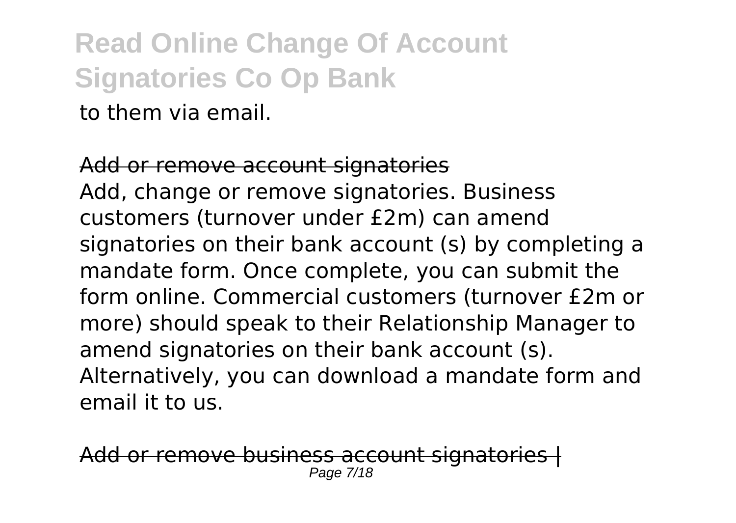to them via email.

Add or remove account signatories

Add, change or remove signatories. Business customers (turnover under £2m) can amend signatories on their bank account (s) by completing a mandate form. Once complete, you can submit the form online. Commercial customers (turnover £2m or more) should speak to their Relationship Manager to amend signatories on their bank account (s). Alternatively, you can download a mandate form and email it to us.

Add or remove business account signatories |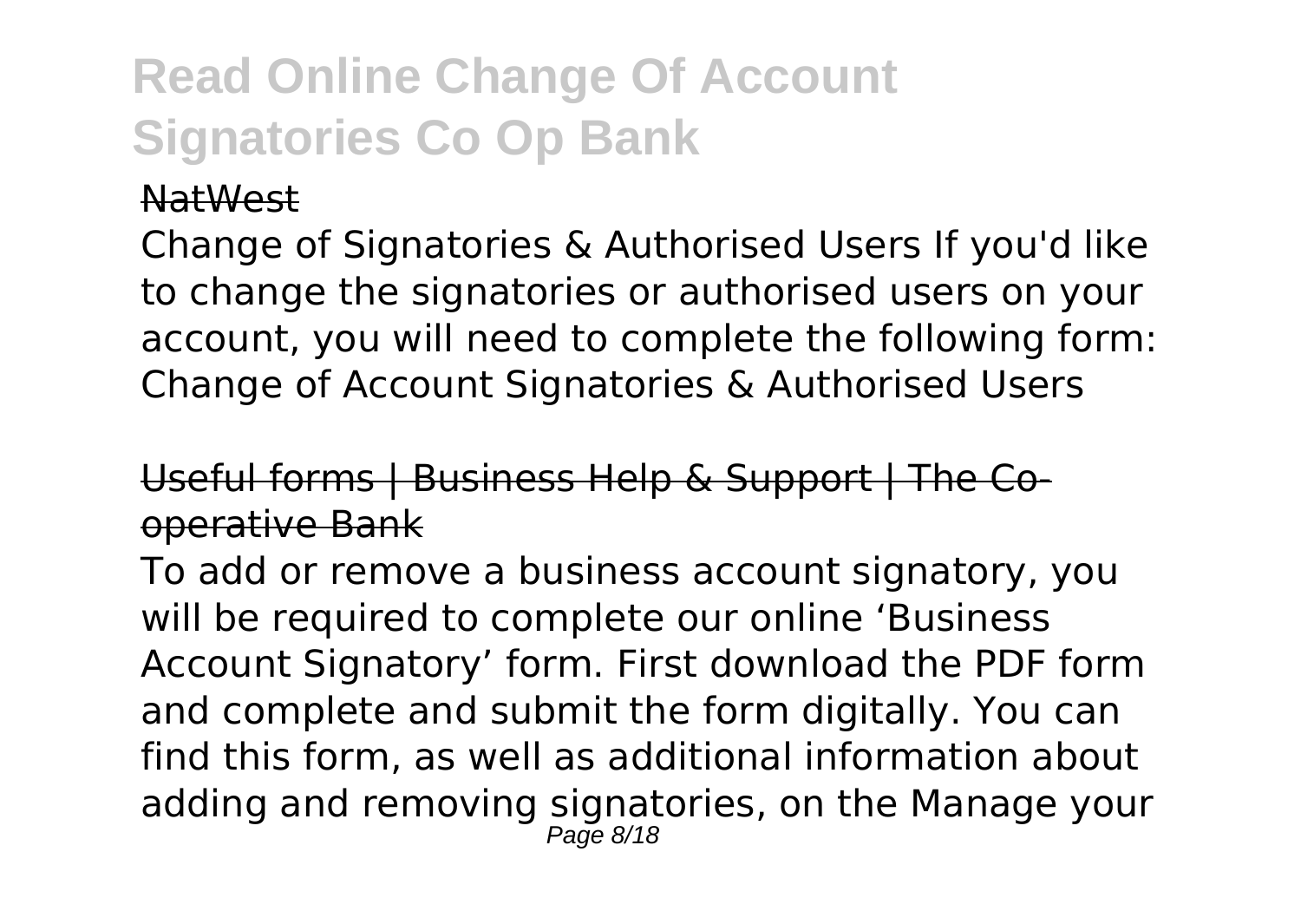NatWest

Change of Signatories & Authorised Users If you'd like to change the signatories or authorised users on your account, you will need to complete the following form: Change of Account Signatories & Authorised Users

Useful forms | Business Help & Support | The Co-operative Bank

To add or remove a business account signatory, you will be required to complete our online 'Business Account Signatory' form. First download the PDF form and complete and submit the form digitally. You can find this form, as well as additional information about adding and removing signatories, on the Manage your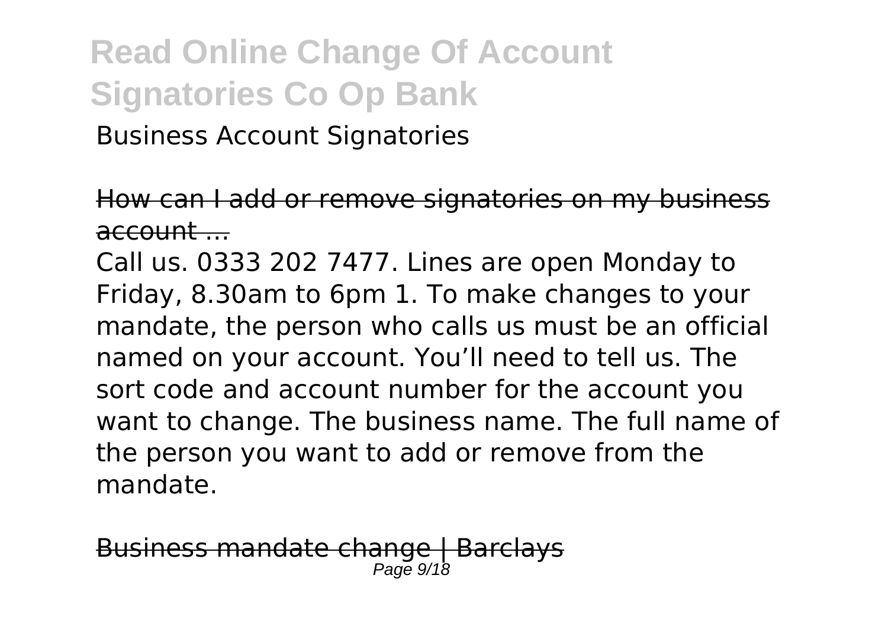Business Account Signatories

How can I add or remove signatories on my business account ...

Call us. 0333 202 7477. Lines are open Monday to Friday, 8.30am to 6pm 1. To make changes to your mandate, the person who calls us must be an official named on your account. You'll need to tell us. The sort code and account number for the account you want to change. The business name. The full name of the person you want to add or remove from the mandate.

Business mandate change | Barclays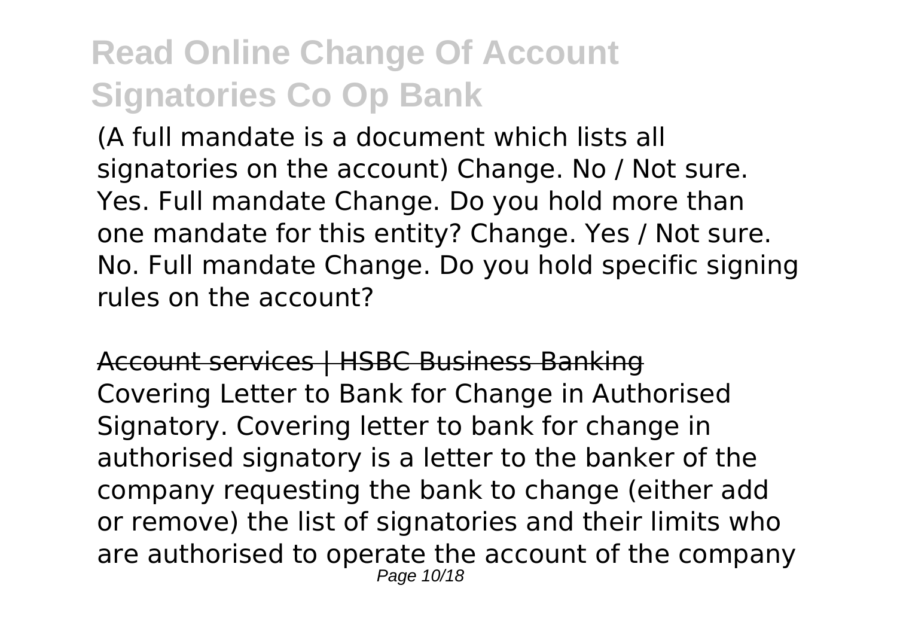(A full mandate is a document which lists all signatories on the account) Change. No / Not sure. Yes. Full mandate Change. Do you hold more than one mandate for this entity? Change. Yes / Not sure. No. Full mandate Change. Do you hold specific signing rules on the account?

## Account services | HSBC Business Banking

Covering Letter to Bank for Change in Authorised Signatory. Covering letter to bank for change in authorised signatory is a letter to the banker of the company requesting the bank to change (either add or remove) the list of signatories and their limits who are authorised to operate the account of the company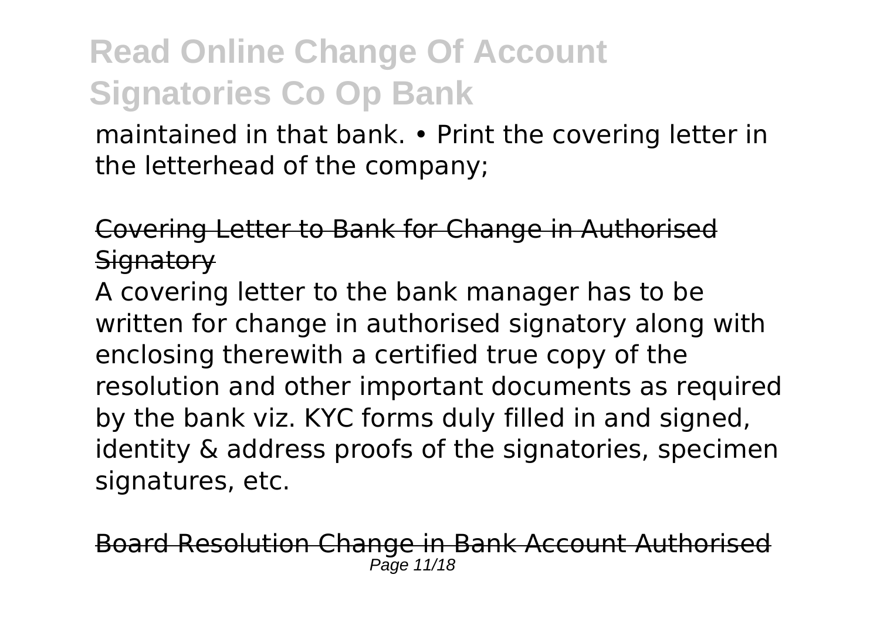maintained in that bank. • Print the covering letter in the letterhead of the company;

## Covering Letter to Bank for Change in Authorised Signatory

A covering letter to the bank manager has to be written for change in authorised signatory along with enclosing therewith a certified true copy of the resolution and other important documents as required by the bank viz. KYC forms duly filled in and signed, identity & address proofs of the signatories, specimen signatures, etc.

## Board Resolution Change in Bank Account Authorised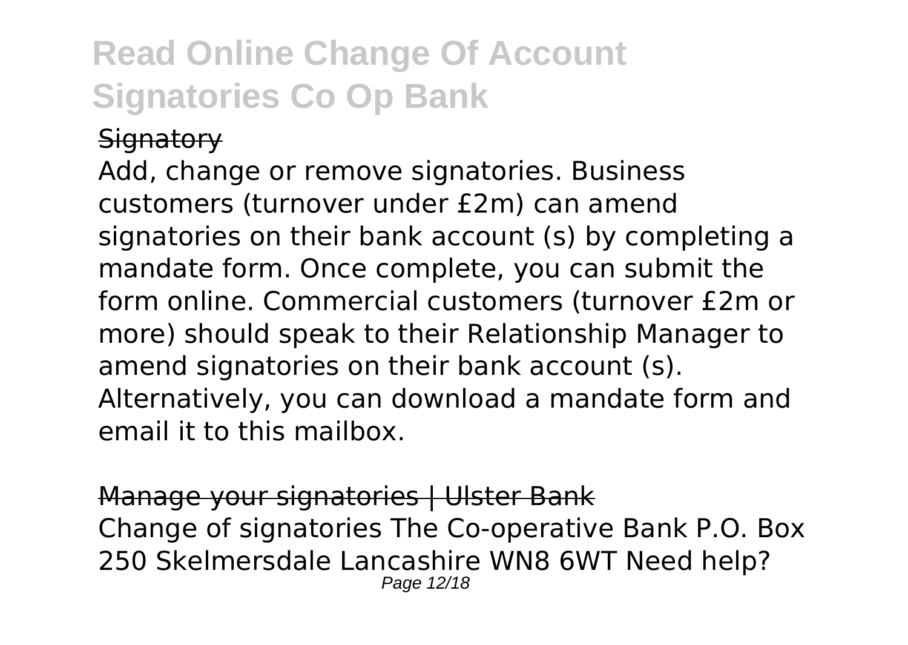Signatory

Add, change or remove signatories. Business customers (turnover under £2m) can amend signatories on their bank account (s) by completing a mandate form. Once complete, you can submit the form online. Commercial customers (turnover £2m or more) should speak to their Relationship Manager to amend signatories on their bank account (s). Alternatively, you can download a mandate form and email it to this mailbox.

Manage your signatories | Ulster Bank

Change of signatories The Co-operative Bank P.O. Box 250 Skelmersdale Lancashire WN8 6WT Need help?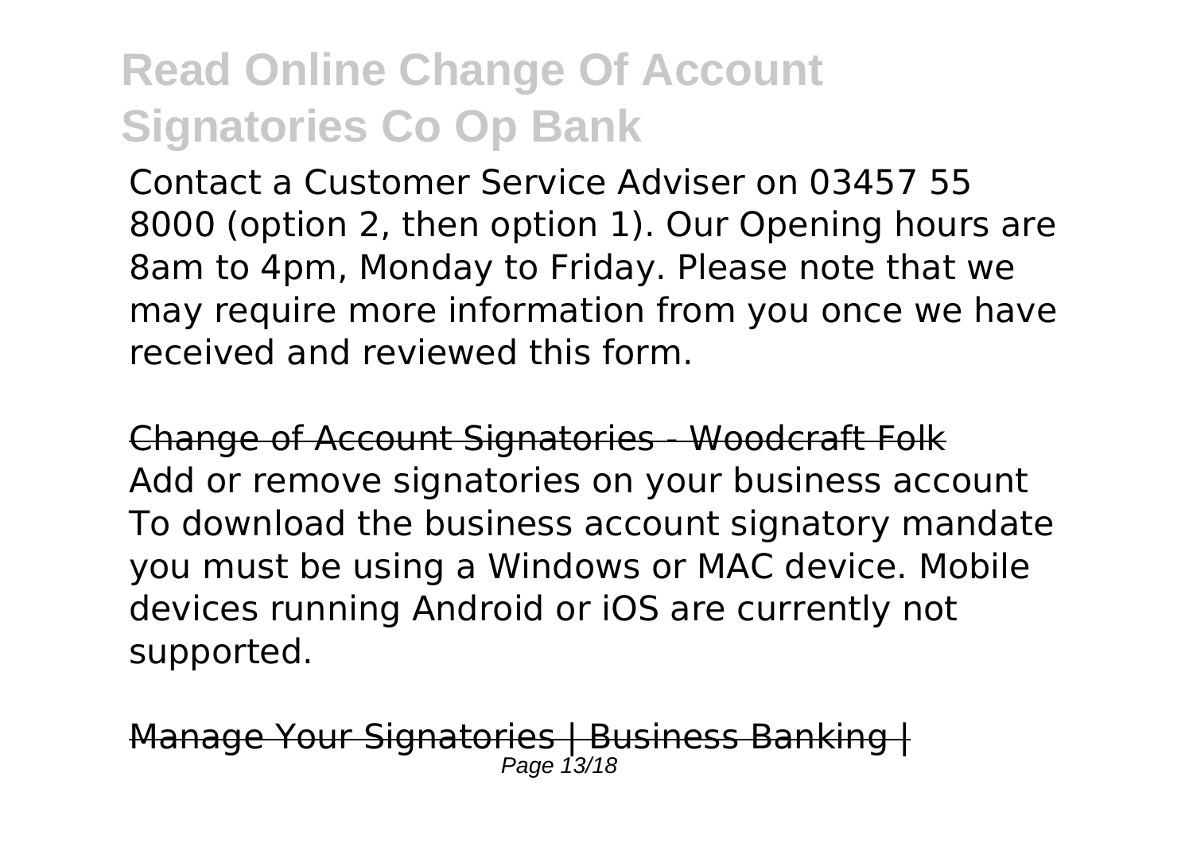Contact a Customer Service Adviser on 03457 55 8000 (option 2, then option 1). Our Opening hours are 8am to 4pm, Monday to Friday. Please note that we may require more information from you once we have received and reviewed this form.

Change of Account Signatories - Woodcraft Folk

Add or remove signatories on your business account To download the business account signatory mandate you must be using a Windows or MAC device. Mobile devices running Android or iOS are currently not supported.

Manage Your Signatories | Business Banking |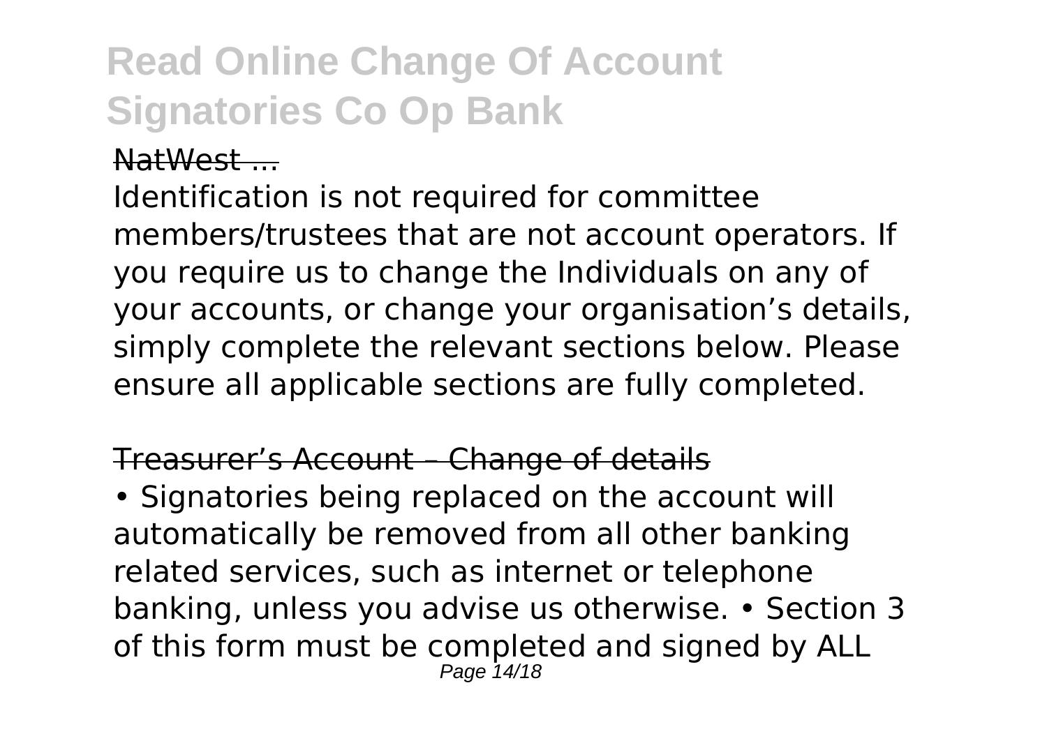NatWest ...

Identification is not required for committee members/trustees that are not account operators. If you require us to change the Individuals on any of your accounts, or change your organisation's details, simply complete the relevant sections below. Please ensure all applicable sections are fully completed.

Treasurer's Account – Change of details

• Signatories being replaced on the account will automatically be removed from all other banking related services, such as internet or telephone banking, unless you advise us otherwise. • Section 3 of this form must be completed and signed by ALL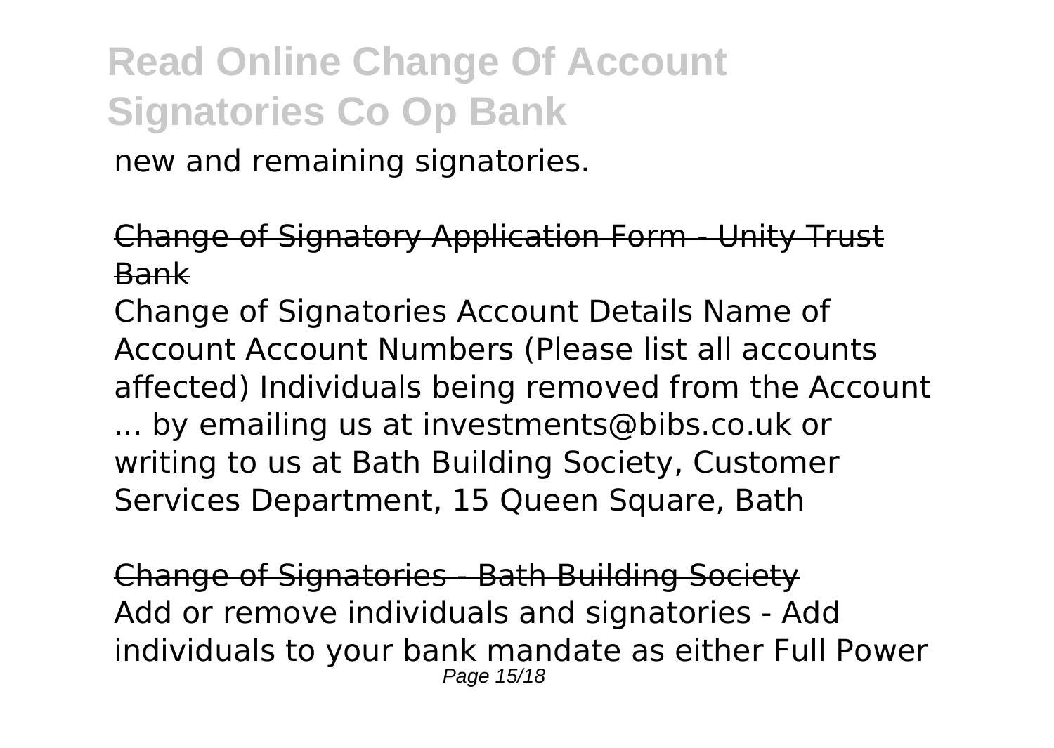new and remaining signatories.

Change of Signatory Application Form - Unity Trust Bank

Change of Signatories Account Details Name of Account Account Numbers (Please list all accounts affected) Individuals being removed from the Account ... by emailing us at investments@bibs.co.uk or writing to us at Bath Building Society, Customer Services Department, 15 Queen Square, Bath

Change of Signatories - Bath Building Society

Add or remove individuals and signatories - Add individuals to your bank mandate as either Full Power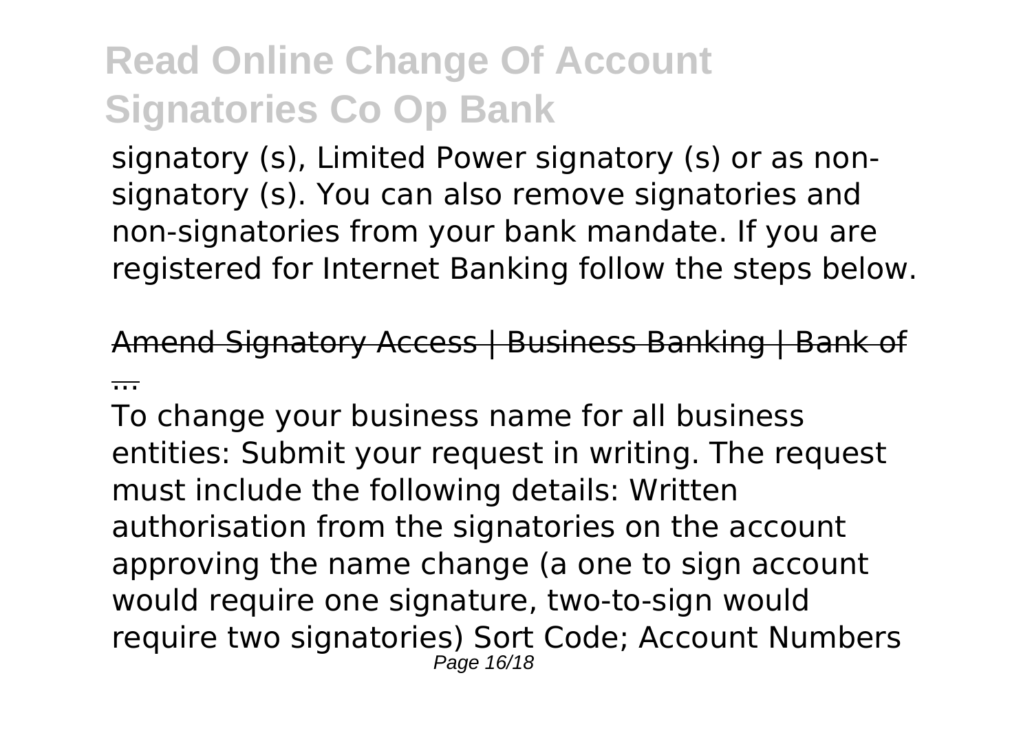signatory (s), Limited Power signatory (s) or as non-signatory (s). You can also remove signatories and non-signatories from your bank mandate. If you are registered for Internet Banking follow the steps below.

Amend Signatory Access | Business Banking | Bank of ...

To change your business name for all business entities: Submit your request in writing. The request must include the following details: Written authorisation from the signatories on the account approving the name change (a one to sign account would require one signature, two-to-sign would require two signatories) Sort Code; Account Numbers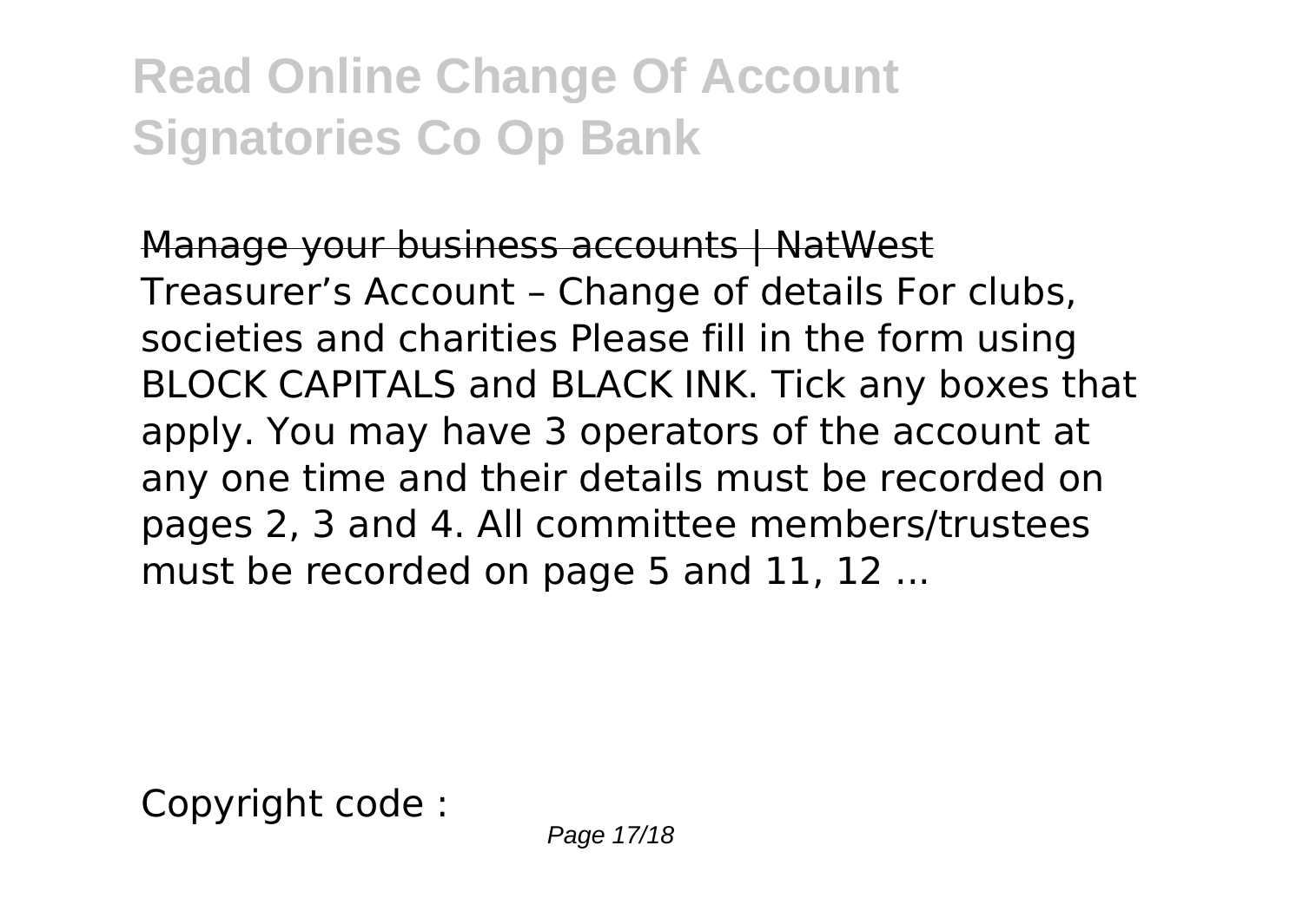Manage your business accounts | NatWest

Treasurer's Account – Change of details For clubs, societies and charities Please fill in the form using BLOCK CAPITALS and BLACK INK. Tick any boxes that apply. You may have 3 operators of the account at any one time and their details must be recorded on pages 2, 3 and 4. All committee members/trustees must be recorded on page 5 and 11, 12 ...

Copyright code :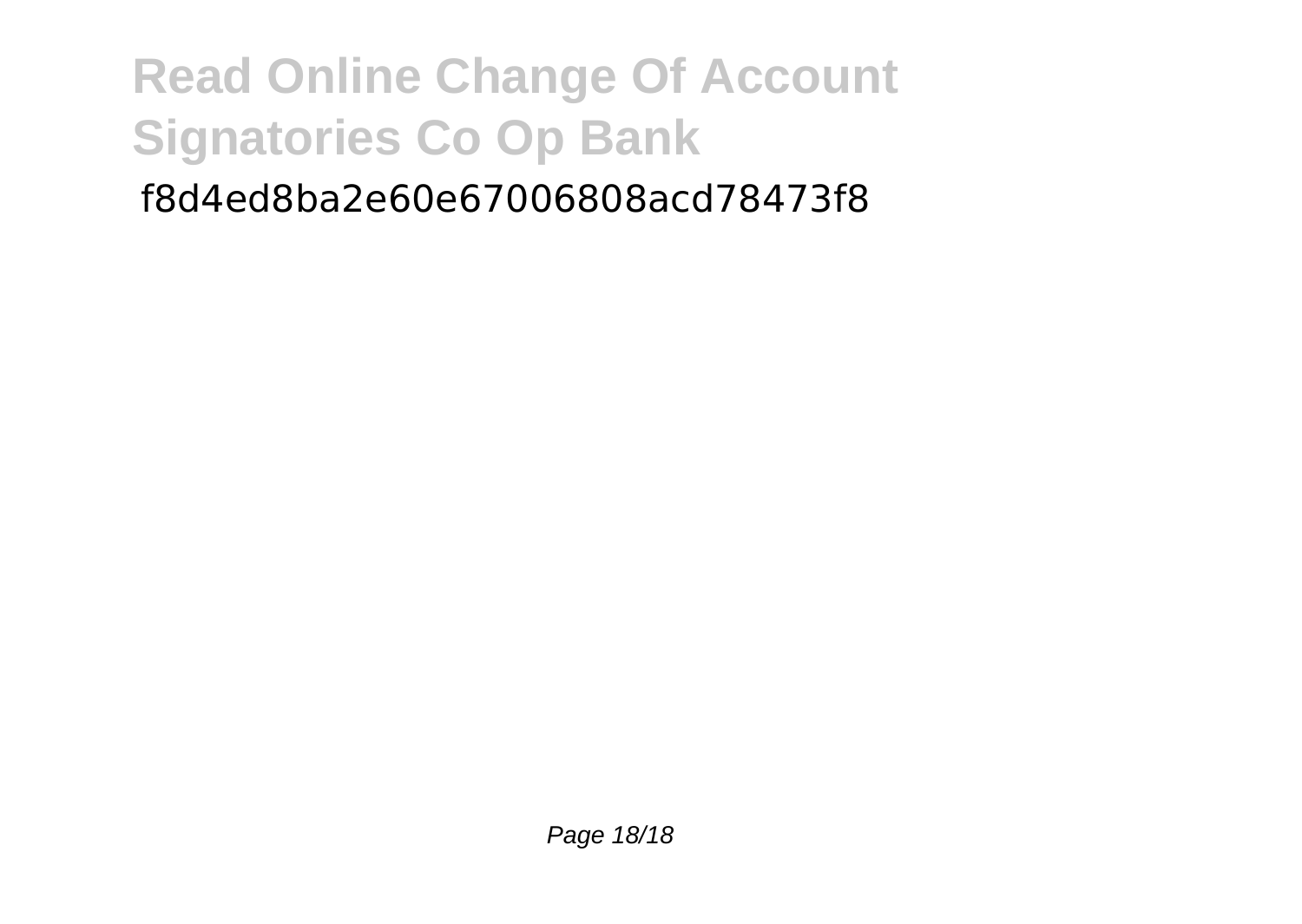f8d4ed8ba2e60e67006808acd78473f8